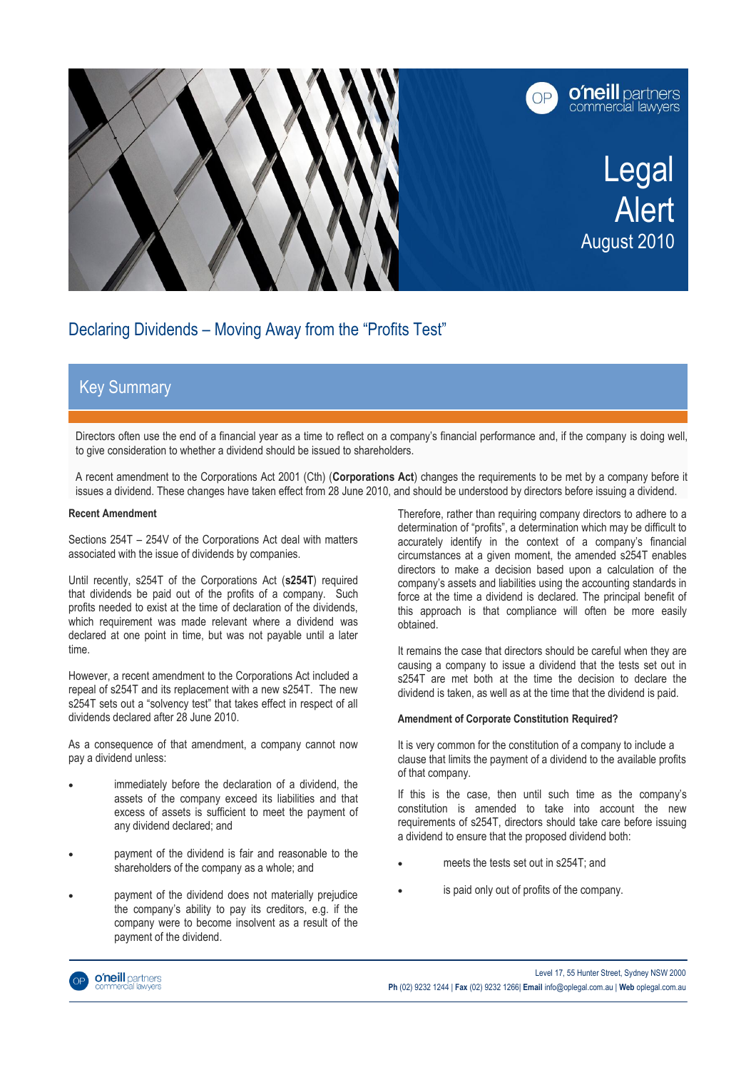# Legal Alert

August 2010

## Declaring Dividends – Moving Away from the "Profits Test"

### Key Summary

Directors often use the end of a financial year as a time to reflect on a company's financial performance and, if the company is doing well, to give consideration to whether a dividend should be issued to shareholders.

A recent amendment to the Corporations Act 2001 (Cth) (**Corporations Act**) changes the requirements to be met by a company before it issues a dividend. These changes have taken effect from 28 June 2010, and should be understood by directors before issuing a dividend.

**Recent Amendment**

Sections 254T – 254V of the Corporations Act deal with matters associated with the issue of dividends by companies.

Until recently, s254T of the Corporations Act (**s254T**) required that dividends be paid out of the profits of a company. Such profits needed to exist at the time of declaration of the dividends, which requirement was made relevant where a dividend was declared at one point in time, but was not payable until a later time.

However, a recent amendment to the Corporations Act included a repeal of s254T and its replacement with a new s254T. The new s254T sets out a "solvency test" that takes effect in respect of all dividends declared after 28 June 2010.

As a consequence of that amendment, a company cannot now pay a dividend unless:

- immediately before the declaration of a dividend, the assets of the company exceed its liabilities and that excess of assets is sufficient to meet the payment of any dividend declared; and
- payment of the dividend is fair and reasonable to the shareholders of the company as a whole; and
- payment of the dividend does not materially prejudice the company's ability to pay its creditors, e.g. if the company were to become insolvent as a result of the payment of the dividend.

Therefore, rather than requiring company directors to adhere to a determination of "profits", a determination which may be difficult to accurately identify in the context of a company's financial circumstances at a given moment, the amended s254T enables directors to make a decision based upon a calculation of the company's assets and liabilities using the accounting standards in force at the time a dividend is declared. The principal benefit of this approach is that compliance will often be more easily obtained.

It remains the case that directors should be careful when they are causing a company to issue a dividend that the tests set out in s254T are met both at the time the decision to declare the dividend is taken, as well as at the time that the dividend is paid.

**Amendment of Corporate Constitution Required?**

It is very common for the constitution of a company to include a clause that limits the payment of a dividend to the available profits of that company.

If this is the case, then until such time as the company's constitution is amended to take into account the new requirements of s254T, directors should take care before issuing a dividend to ensure that the proposed dividend both:

- meets the tests set out in s254T; and
- is paid only out of profits of the company.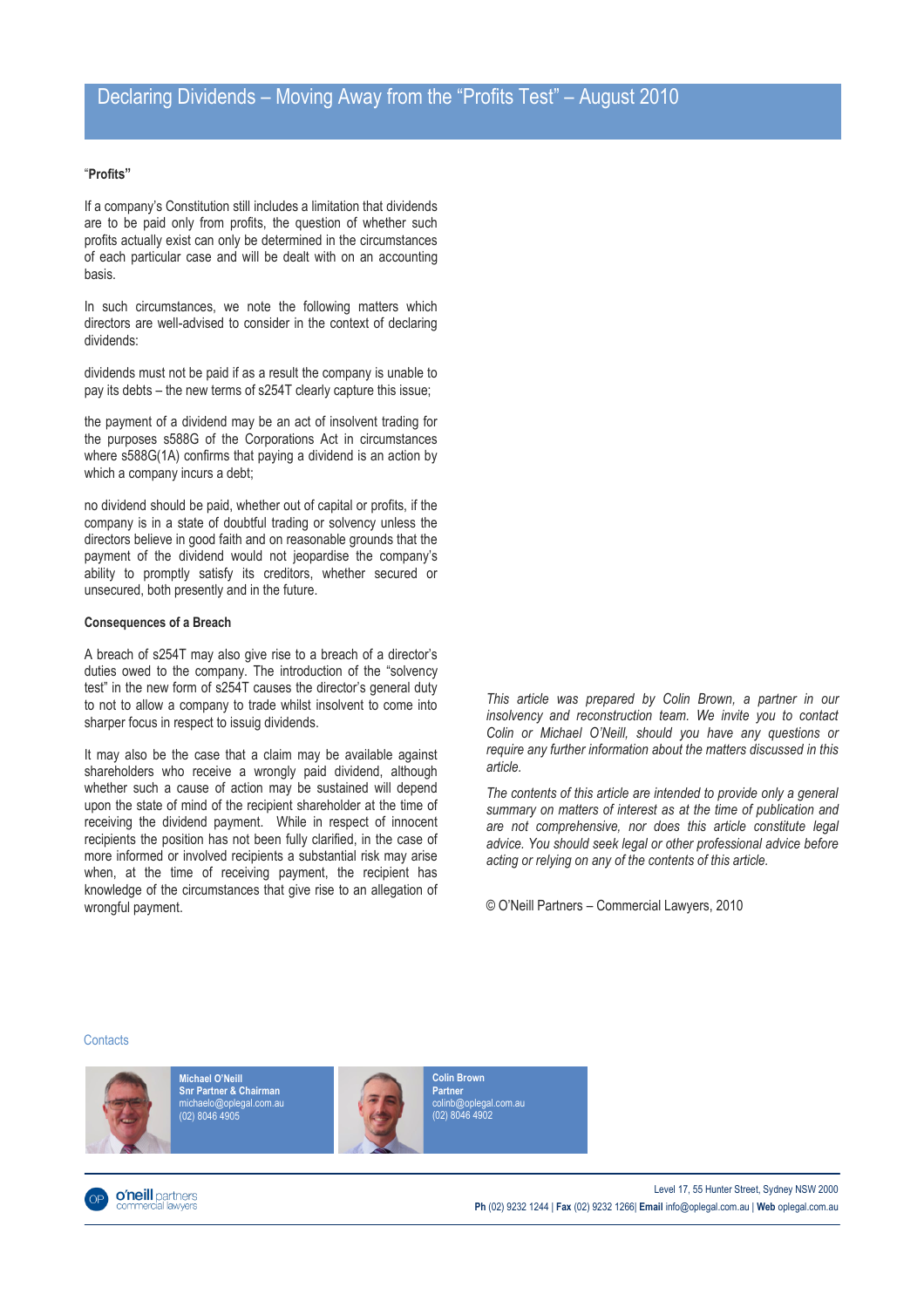# Declaring Dividends – Moving Away from the "Profits Test" – August 2010

### "Profits"

If a company's Constitution still includes a limitation that dividends are to be paid only from profits, the question of whether such profits actually exist can only be determined in the circumstances of each particular case and will be dealt with on an accounting basis.

In such circumstances, we note the following matters which directors are well-advised to consider in the context of declaring dividends:

dividends must not be paid if as a result the company is unable to pay its debts – the new terms of s254T clearly capture this issue;

the payment of a dividend may be an act of insolvent trading for the purposes s588G of the Corporations Act in circumstances where s588G(1A) confirms that paying a dividend is an action by which a company incurs a debt;

no dividend should be paid, whether out of capital or profits, if the company is in a state of doubtful trading or solvency unless the directors believe in good faith and on reasonable grounds that the payment of the dividend would not jeopardise the company's ability to promptly satisfy its creditors, whether secured or unsecured, both presently and in the future.

### Consequences of a Breach

A breach of s254T may also give rise to a breach of a director's duties owed to the company. The introduction of the "solvency test" in the new form of s254T causes the director's general duty to not to allow a company to trade whilst insolvent to come into sharper focus in respect to issuig dividends.

It may also be the case that a claim may be available against shareholders who receive a wrongly paid dividend, although whether such a cause of action may be sustained will depend upon the state of mind of the recipient shareholder at the time of receiving the dividend payment. While in respect of innocent recipients the position has not been fully clarified, in the case of more informed or involved recipients a substantial risk may arise when, at the time of receiving payment, the recipient has knowledge of the circumstances that give rise to an allegation of wrongful payment.

*This article was prepared by Colin Brown, a partner in our insolvency and reconstruction team. We invite you to contact Colin or Michael O'Neill, should you have any questions or require any further information about the matters discussed in this article.*

*The contents of this article are intended to provide only a general summary on matters of interest as at the time of publication and are not comprehensive, nor does this article constitute legal advice. You should seek legal or other professional advice before acting or relying on any of the contents of this article.*

© O'Neill Partners – Commercial Lawyers, 2010

Contacts

**Michael O'Neill**
**Snr Partner & Chairman**
michaelo@oplegal.com.au
(02) 8046 4905

**Colin Brown**
**Partner**
colinb@oplegal.com.au
(02) 8046 4902

o'neill partners commercial lawyers

Level 17, 55 Hunter Street, Sydney NSW 2000
**Ph** (02) 9232 1244 | **Fax** (02) 9232 1266| **Email** info@oplegal.com.au | **Web** oplegal.com.au